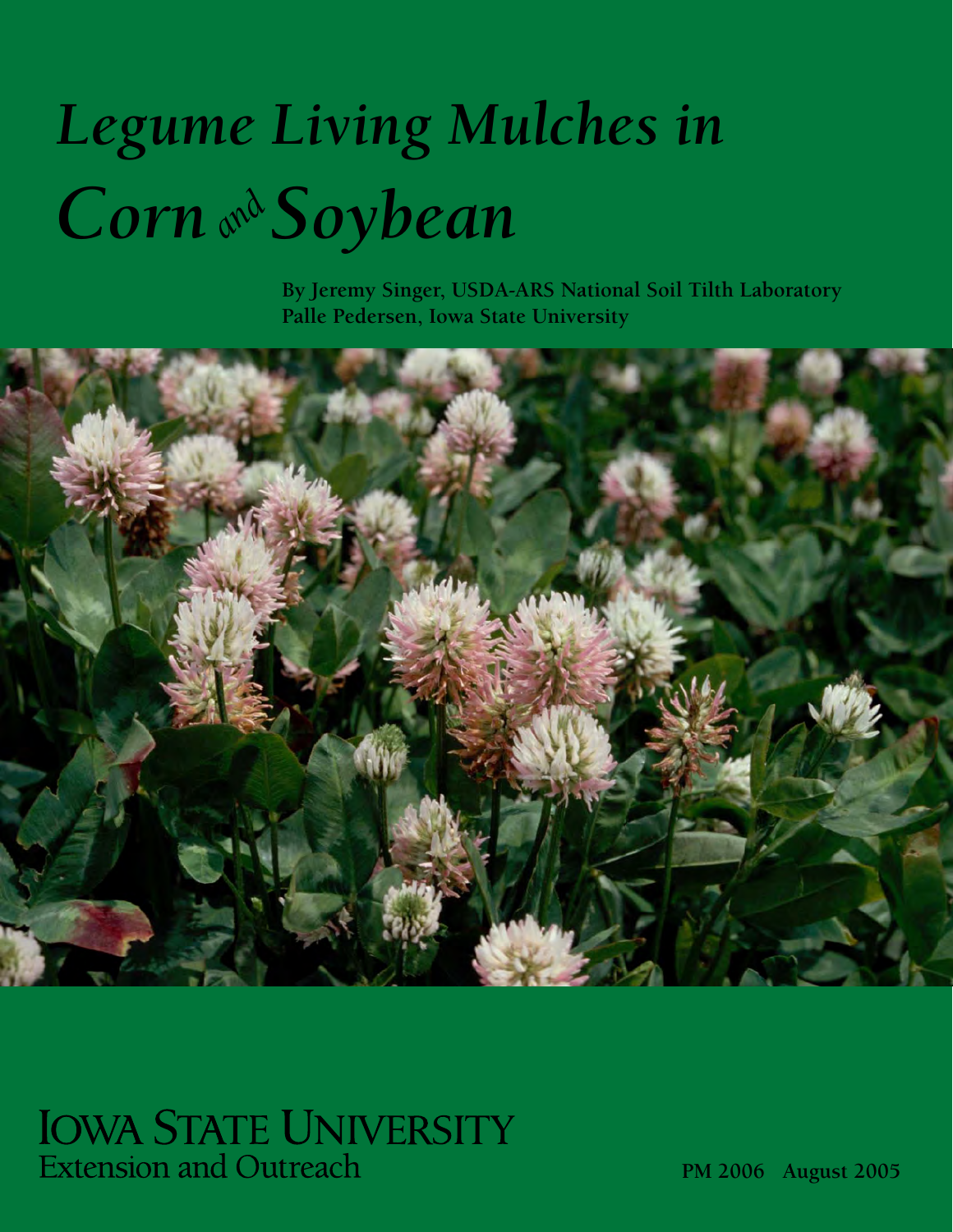# *Legume Living Mulches in Corn and Soybean*

**By Jeremy Singer, USDA-ARS National Soil Tilth Laboratory**
**Palle Pedersen, Iowa State University**

IOWA STATE UNIVERSITY
Extension and Outreach

PM 2006 August 2005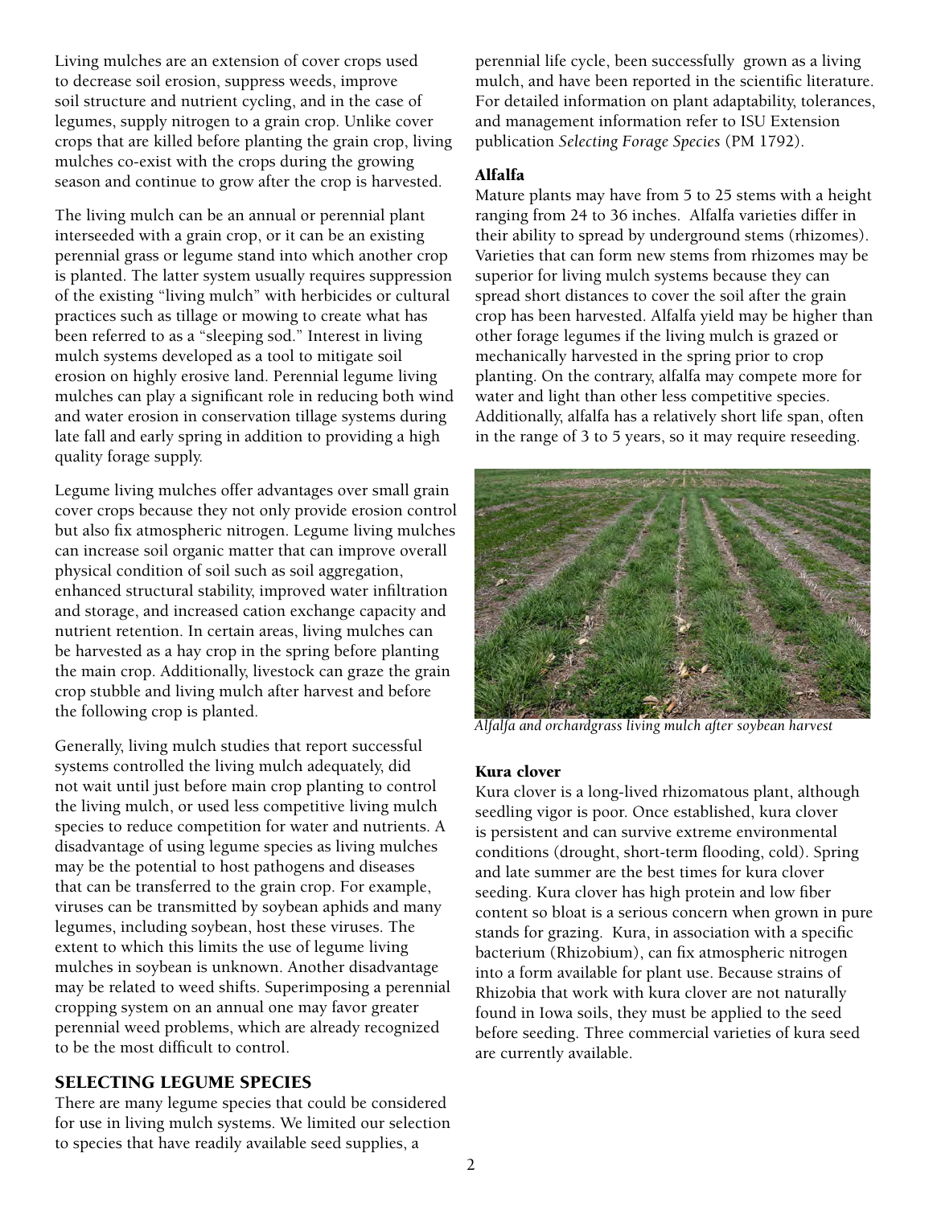Living mulches are an extension of cover crops used to decrease soil erosion, suppress weeds, improve soil structure and nutrient cycling, and in the case of legumes, supply nitrogen to a grain crop. Unlike cover crops that are killed before planting the grain crop, living mulches co-exist with the crops during the growing season and continue to grow after the crop is harvested.

The living mulch can be an annual or perennial plant interseeded with a grain crop, or it can be an existing perennial grass or legume stand into which another crop is planted. The latter system usually requires suppression of the existing "living mulch" with herbicides or cultural practices such as tillage or mowing to create what has been referred to as a "sleeping sod." Interest in living mulch systems developed as a tool to mitigate soil erosion on highly erosive land. Perennial legume living mulches can play a significant role in reducing both wind and water erosion in conservation tillage systems during late fall and early spring in addition to providing a high quality forage supply.

Legume living mulches offer advantages over small grain cover crops because they not only provide erosion control but also fix atmospheric nitrogen. Legume living mulches can increase soil organic matter that can improve overall physical condition of soil such as soil aggregation, enhanced structural stability, improved water infiltration and storage, and increased cation exchange capacity and nutrient retention. In certain areas, living mulches can be harvested as a hay crop in the spring before planting the main crop. Additionally, livestock can graze the grain crop stubble and living mulch after harvest and before the following crop is planted.

Generally, living mulch studies that report successful systems controlled the living mulch adequately, did not wait until just before main crop planting to control the living mulch, or used less competitive living mulch species to reduce competition for water and nutrients. A disadvantage of using legume species as living mulches may be the potential to host pathogens and diseases that can be transferred to the grain crop. For example, viruses can be transmitted by soybean aphids and many legumes, including soybean, host these viruses. The extent to which this limits the use of legume living mulches in soybean is unknown. Another disadvantage may be related to weed shifts. Superimposing a perennial cropping system on an annual one may favor greater perennial weed problems, which are already recognized to be the most difficult to control.

## SELECTING LEGUME SPECIES

There are many legume species that could be considered for use in living mulch systems. We limited our selection to species that have readily available seed supplies, a perennial life cycle, been successfully grown as a living mulch, and have been reported in the scientific literature. For detailed information on plant adaptability, tolerances, and management information refer to ISU Extension publication *Selecting Forage Species* (PM 1792).

### Alfalfa

Mature plants may have from 5 to 25 stems with a height ranging from 24 to 36 inches. Alfalfa varieties differ in their ability to spread by underground stems (rhizomes). Varieties that can form new stems from rhizomes may be superior for living mulch systems because they can spread short distances to cover the soil after the grain crop has been harvested. Alfalfa yield may be higher than other forage legumes if the living mulch is grazed or mechanically harvested in the spring prior to crop planting. On the contrary, alfalfa may compete more for water and light than other less competitive species. Additionally, alfalfa has a relatively short life span, often in the range of 3 to 5 years, so it may require reseeding.

*Alfalfa and orchardgrass living mulch after soybean harvest*

### Kura clover

Kura clover is a long-lived rhizomatous plant, although seedling vigor is poor. Once established, kura clover is persistent and can survive extreme environmental conditions (drought, short-term flooding, cold). Spring and late summer are the best times for kura clover seeding. Kura clover has high protein and low fiber content so bloat is a serious concern when grown in pure stands for grazing. Kura, in association with a specific bacterium (Rhizobium), can fix atmospheric nitrogen into a form available for plant use. Because strains of Rhizobia that work with kura clover are not naturally found in Iowa soils, they must be applied to the seed before seeding. Three commercial varieties of kura seed are currently available.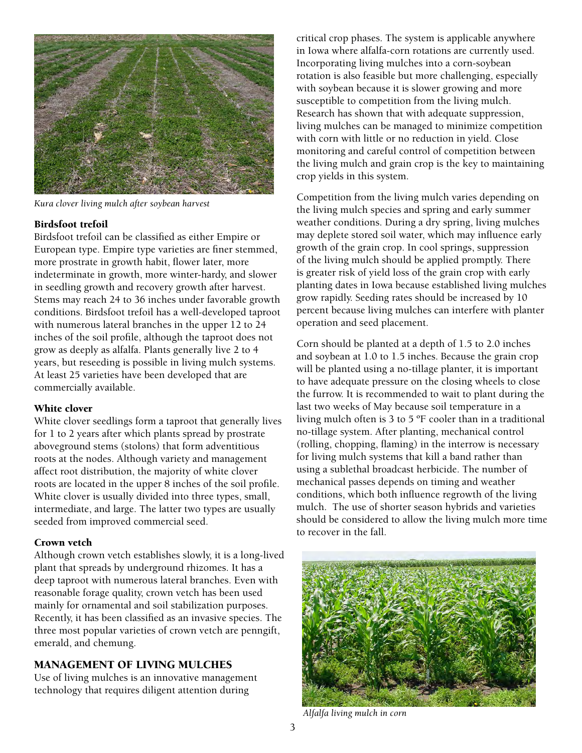*Kura clover living mulch after soybean harvest*

### Birdsfoot trefoil

Birdsfoot trefoil can be classified as either Empire or European type. Empire type varieties are finer stemmed, more prostrate in growth habit, flower later, more indeterminate in growth, more winter-hardy, and slower in seedling growth and recovery growth after harvest. Stems may reach 24 to 36 inches under favorable growth conditions. Birdsfoot trefoil has a well-developed taproot with numerous lateral branches in the upper 12 to 24 inches of the soil profile, although the taproot does not grow as deeply as alfalfa. Plants generally live 2 to 4 years, but reseeding is possible in living mulch systems. At least 25 varieties have been developed that are commercially available.

### White clover

White clover seedlings form a taproot that generally lives for 1 to 2 years after which plants spread by prostrate aboveground stems (stolons) that form adventitious roots at the nodes. Although variety and management affect root distribution, the majority of white clover roots are located in the upper 8 inches of the soil profile. White clover is usually divided into three types, small, intermediate, and large. The latter two types are usually seeded from improved commercial seed.

### Crown vetch

Although crown vetch establishes slowly, it is a long-lived plant that spreads by underground rhizomes. It has a deep taproot with numerous lateral branches. Even with reasonable forage quality, crown vetch has been used mainly for ornamental and soil stabilization purposes. Recently, it has been classified as an invasive species. The three most popular varieties of crown vetch are penngift, emerald, and chemung.

## MANAGEMENT OF LIVING MULCHES

Use of living mulches is an innovative management technology that requires diligent attention during critical crop phases. The system is applicable anywhere in Iowa where alfalfa-corn rotations are currently used. Incorporating living mulches into a corn-soybean rotation is also feasible but more challenging, especially with soybean because it is slower growing and more susceptible to competition from the living mulch. Research has shown that with adequate suppression, living mulches can be managed to minimize competition with corn with little or no reduction in yield. Close monitoring and careful control of competition between the living mulch and grain crop is the key to maintaining crop yields in this system.

Competition from the living mulch varies depending on the living mulch species and spring and early summer weather conditions. During a dry spring, living mulches may deplete stored soil water, which may influence early growth of the grain crop. In cool springs, suppression of the living mulch should be applied promptly. There is greater risk of yield loss of the grain crop with early planting dates in Iowa because established living mulches grow rapidly. Seeding rates should be increased by 10 percent because living mulches can interfere with planter operation and seed placement.

Corn should be planted at a depth of 1.5 to 2.0 inches and soybean at 1.0 to 1.5 inches. Because the grain crop will be planted using a no-tillage planter, it is important to have adequate pressure on the closing wheels to close the furrow. It is recommended to wait to plant during the last two weeks of May because soil temperature in a living mulch often is 3 to 5 ºF cooler than in a traditional no-tillage system. After planting, mechanical control (rolling, chopping, flaming) in the interrow is necessary for living mulch systems that kill a band rather than using a sublethal broadcast herbicide. The number of mechanical passes depends on timing and weather conditions, which both influence regrowth of the living mulch. The use of shorter season hybrids and varieties should be considered to allow the living mulch more time to recover in the fall.

*Alfalfa living mulch in corn*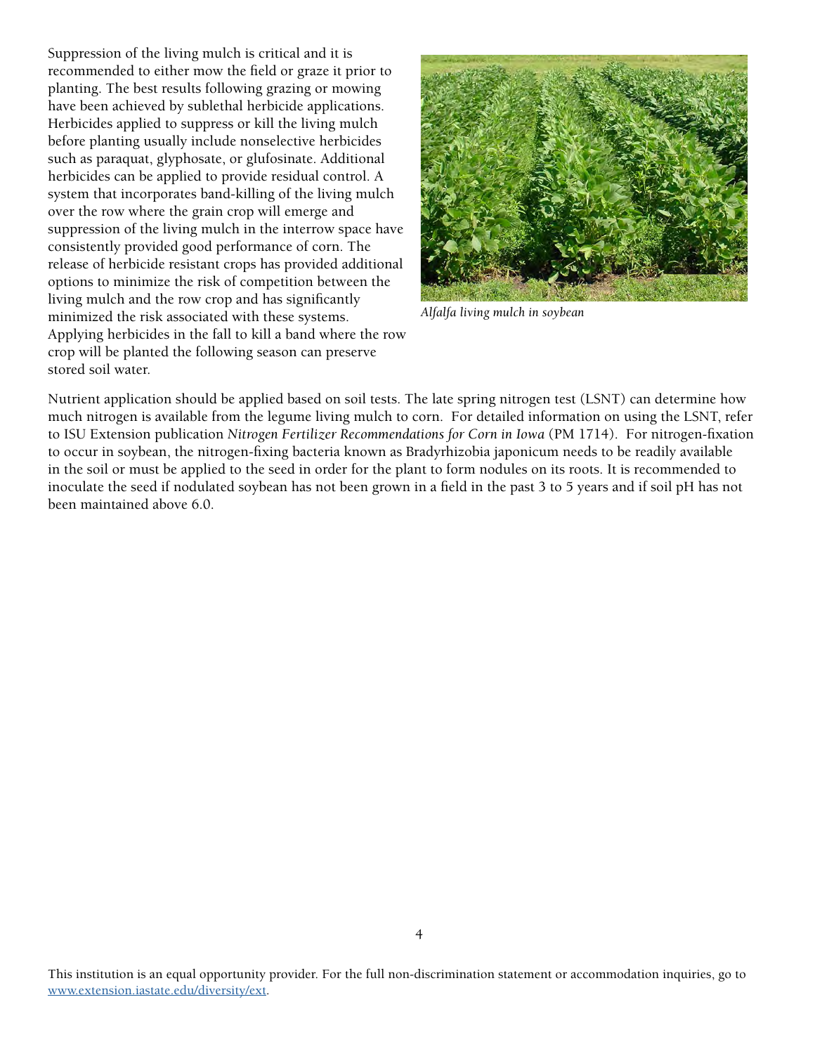Suppression of the living mulch is critical and it is recommended to either mow the field or graze it prior to planting. The best results following grazing or mowing have been achieved by sublethal herbicide applications. Herbicides applied to suppress or kill the living mulch before planting usually include nonselective herbicides such as paraquat, glyphosate, or glufosinate. Additional herbicides can be applied to provide residual control. A system that incorporates band-killing of the living mulch over the row where the grain crop will emerge and suppression of the living mulch in the interrow space have consistently provided good performance of corn. The release of herbicide resistant crops has provided additional options to minimize the risk of competition between the living mulch and the row crop and has significantly minimized the risk associated with these systems. Applying herbicides in the fall to kill a band where the row crop will be planted the following season can preserve stored soil water.

*Alfalfa living mulch in soybean*

Nutrient application should be applied based on soil tests. The late spring nitrogen test (LSNT) can determine how much nitrogen is available from the legume living mulch to corn. For detailed information on using the LSNT, refer to ISU Extension publication *Nitrogen Fertilizer Recommendations for Corn in Iowa* (PM 1714). For nitrogen-fixation to occur in soybean, the nitrogen-fixing bacteria known as Bradyrhizobia japonicum needs to be readily available in the soil or must be applied to the seed in order for the plant to form nodules on its roots. It is recommended to inoculate the seed if nodulated soybean has not been grown in a field in the past 3 to 5 years and if soil pH has not been maintained above 6.0.

This institution is an equal opportunity provider. For the full non-discrimination statement or accommodation inquiries, go to www.extension.iastate.edu/diversity/ext.